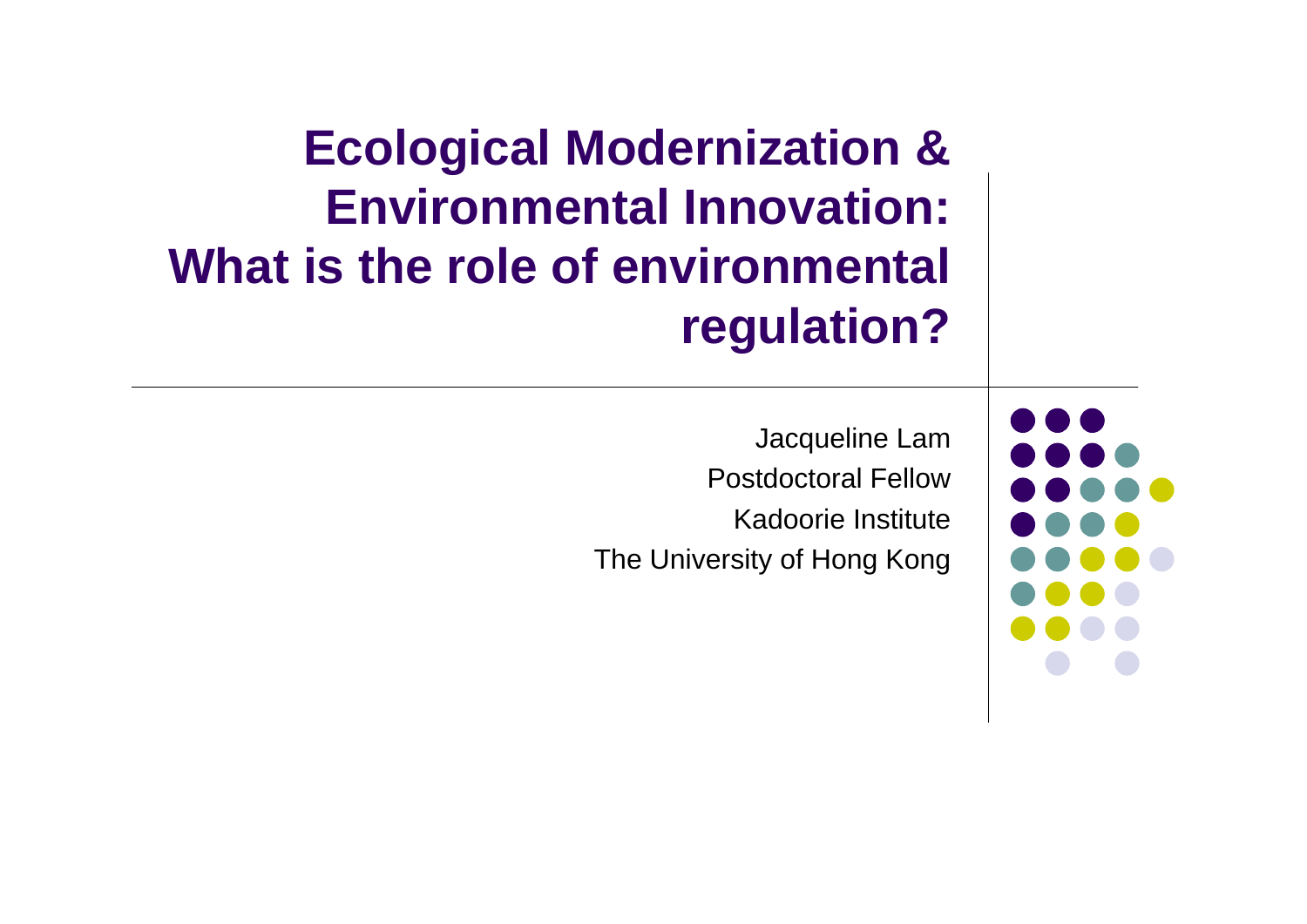# Ecological Modernization & Environmental Innovation: What is the role of environmental regulation?

Jacqueline Lam

Postdoctoral Fellow

Kadoorie Institute

The University of Hong Kong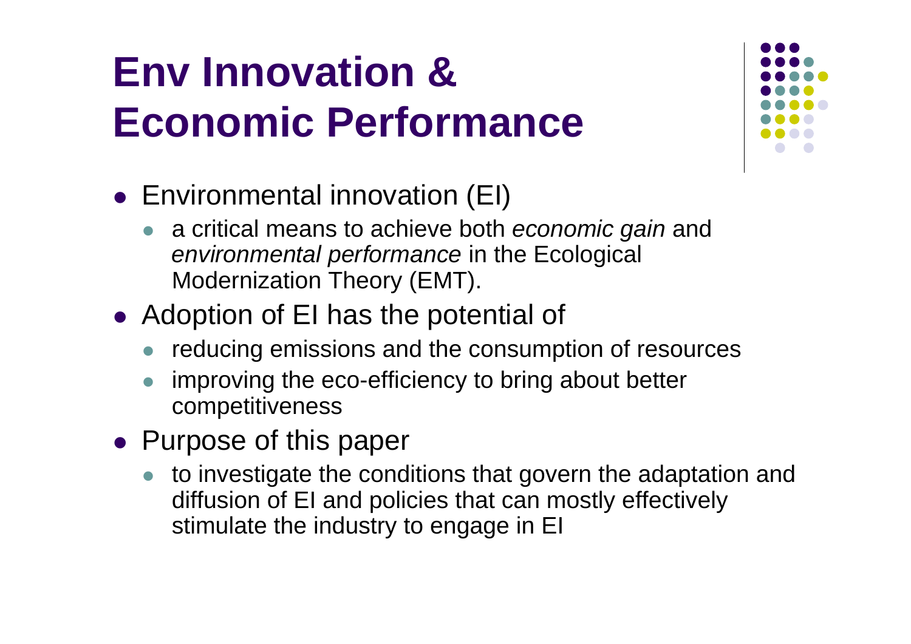# Env Innovation & Economic Performance

- Environmental innovation (EI)
  - a critical means to achieve both *economic gain* and *environmental performance* in the Ecological Modernization Theory (EMT).
- Adoption of EI has the potential of
  - reducing emissions and the consumption of resources
  - improving the eco-efficiency to bring about better competitiveness
- Purpose of this paper
  - to investigate the conditions that govern the adaptation and diffusion of EI and policies that can mostly effectively stimulate the industry to engage in EI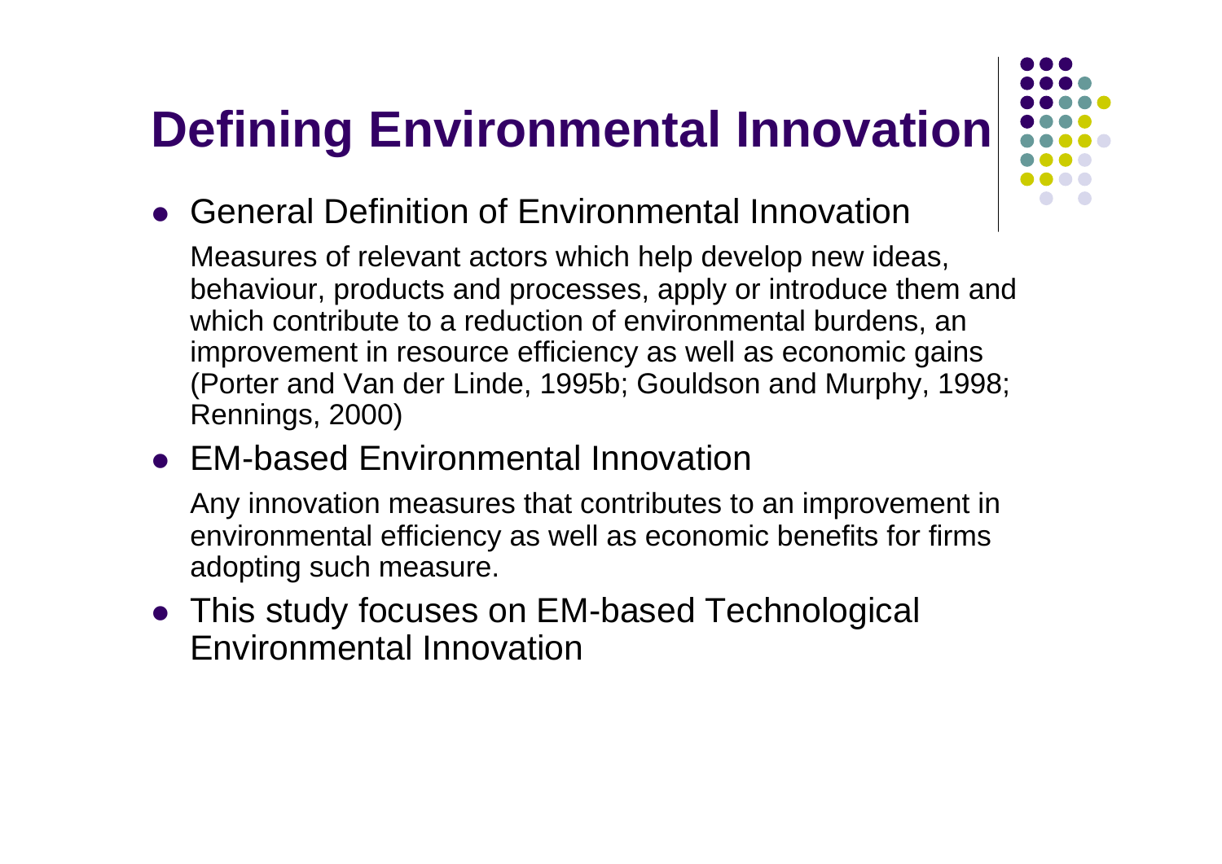# Defining Environmental Innovation

- General Definition of Environmental Innovation

  Measures of relevant actors which help develop new ideas, behaviour, products and processes, apply or introduce them and which contribute to a reduction of environmental burdens, an improvement in resource efficiency as well as economic gains (Porter and Van der Linde, 1995b; Gouldson and Murphy, 1998; Rennings, 2000)

- EM-based Environmental Innovation

  Any innovation measures that contributes to an improvement in environmental efficiency as well as economic benefits for firms adopting such measure.

- This study focuses on EM-based Technological Environmental Innovation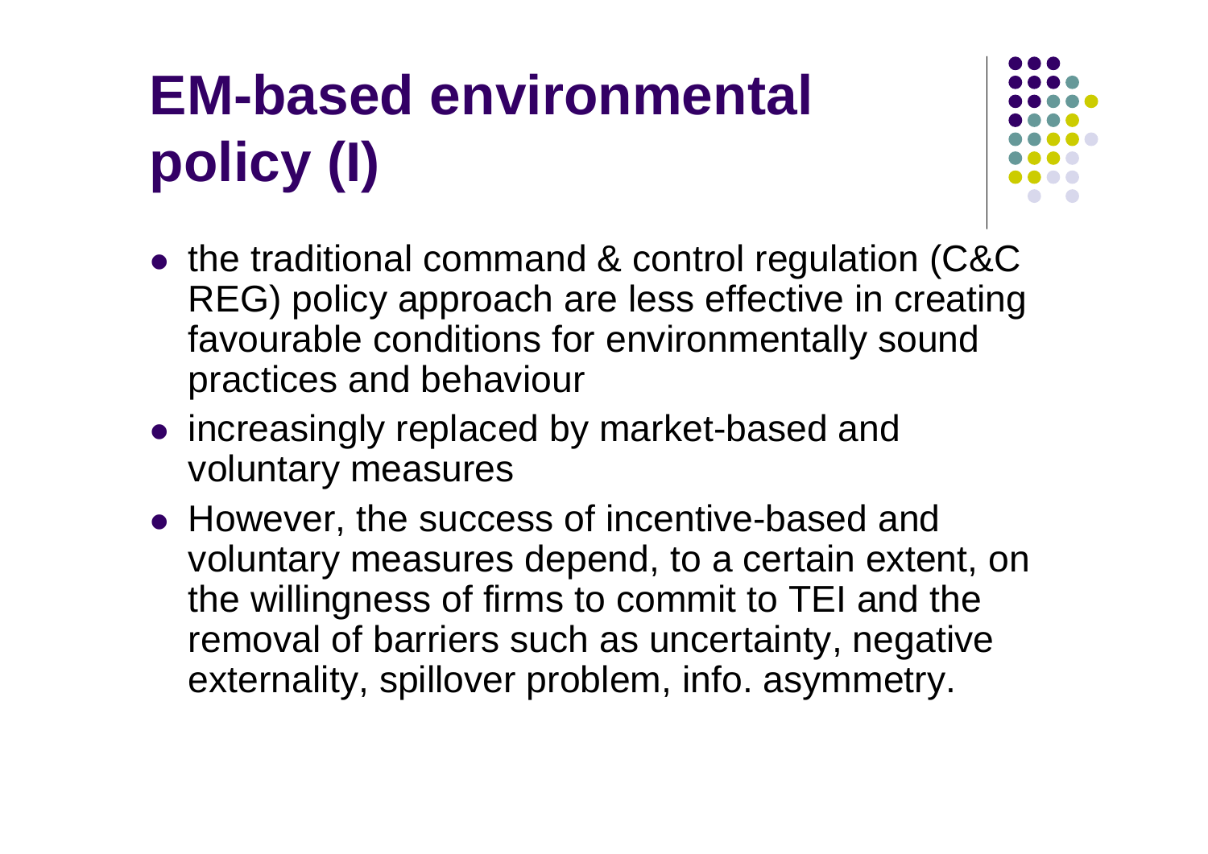# EM-based environmental policy (I)

- the traditional command & control regulation (C&C REG) policy approach are less effective in creating favourable conditions for environmentally sound practices and behaviour
- increasingly replaced by market-based and voluntary measures
- However, the success of incentive-based and voluntary measures depend, to a certain extent, on the willingness of firms to commit to TEI and the removal of barriers such as uncertainty, negative externality, spillover problem, info. asymmetry.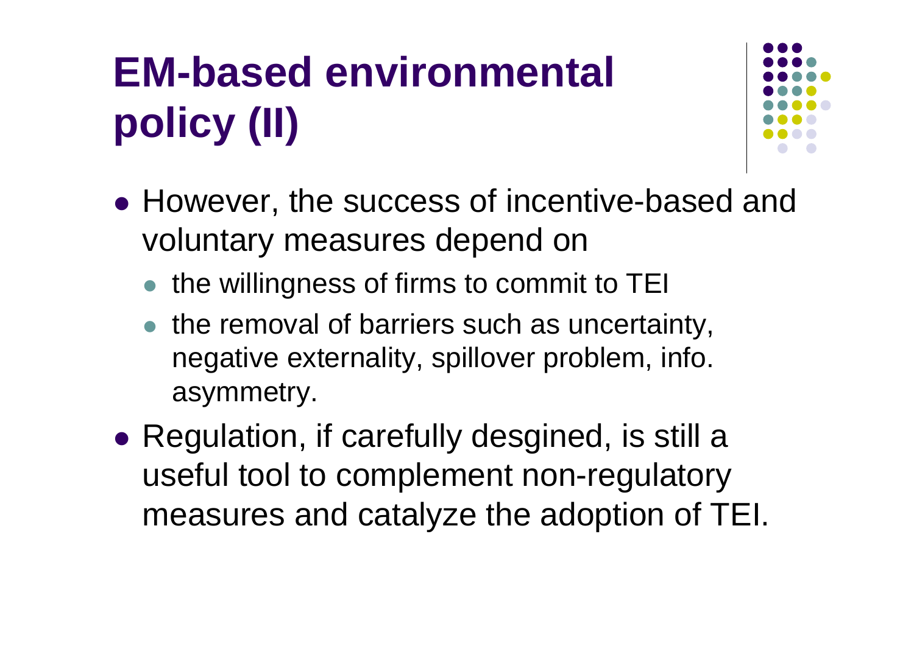# EM-based environmental policy (II)

- However, the success of incentive-based and voluntary measures depend on
  - the willingness of firms to commit to TEI
  - the removal of barriers such as uncertainty, negative externality, spillover problem, info. asymmetry.
- Regulation, if carefully desgined, is still a useful tool to complement non-regulatory measures and catalyze the adoption of TEI.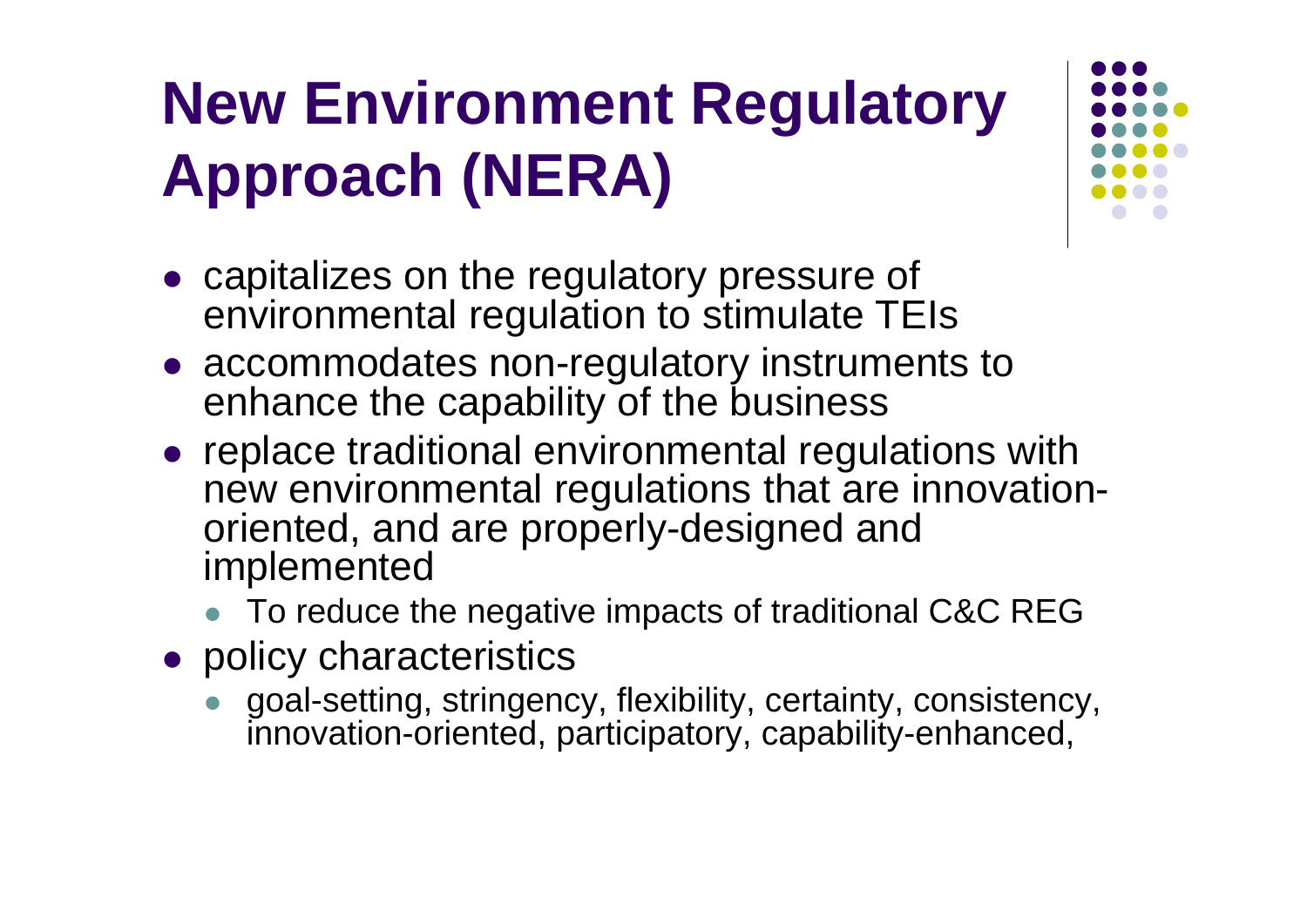# New Environment Regulatory Approach (NERA)

- capitalizes on the regulatory pressure of environmental regulation to stimulate TEIs
- accommodates non-regulatory instruments to enhance the capability of the business
- replace traditional environmental regulations with new environmental regulations that are innovation-oriented, and are properly-designed and implemented
  - To reduce the negative impacts of traditional C&C REG
- policy characteristics
  - goal-setting, stringency, flexibility, certainty, consistency, innovation-oriented, participatory, capability-enhanced,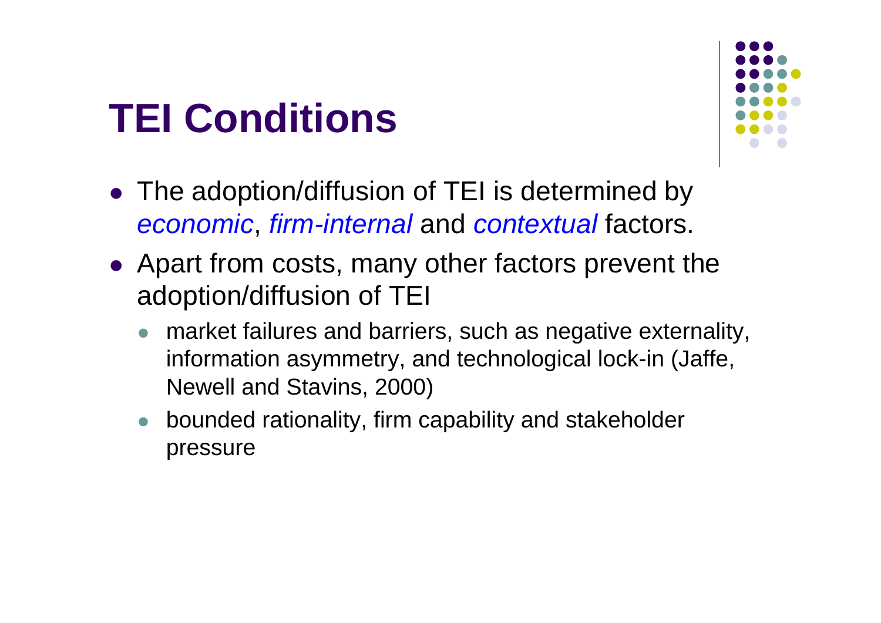# TEI Conditions

- The adoption/diffusion of TEI is determined by *economic*, *firm-internal* and *contextual* factors.
- Apart from costs, many other factors prevent the adoption/diffusion of TEI
  - market failures and barriers, such as negative externality, information asymmetry, and technological lock-in (Jaffe, Newell and Stavins, 2000)
  - bounded rationality, firm capability and stakeholder pressure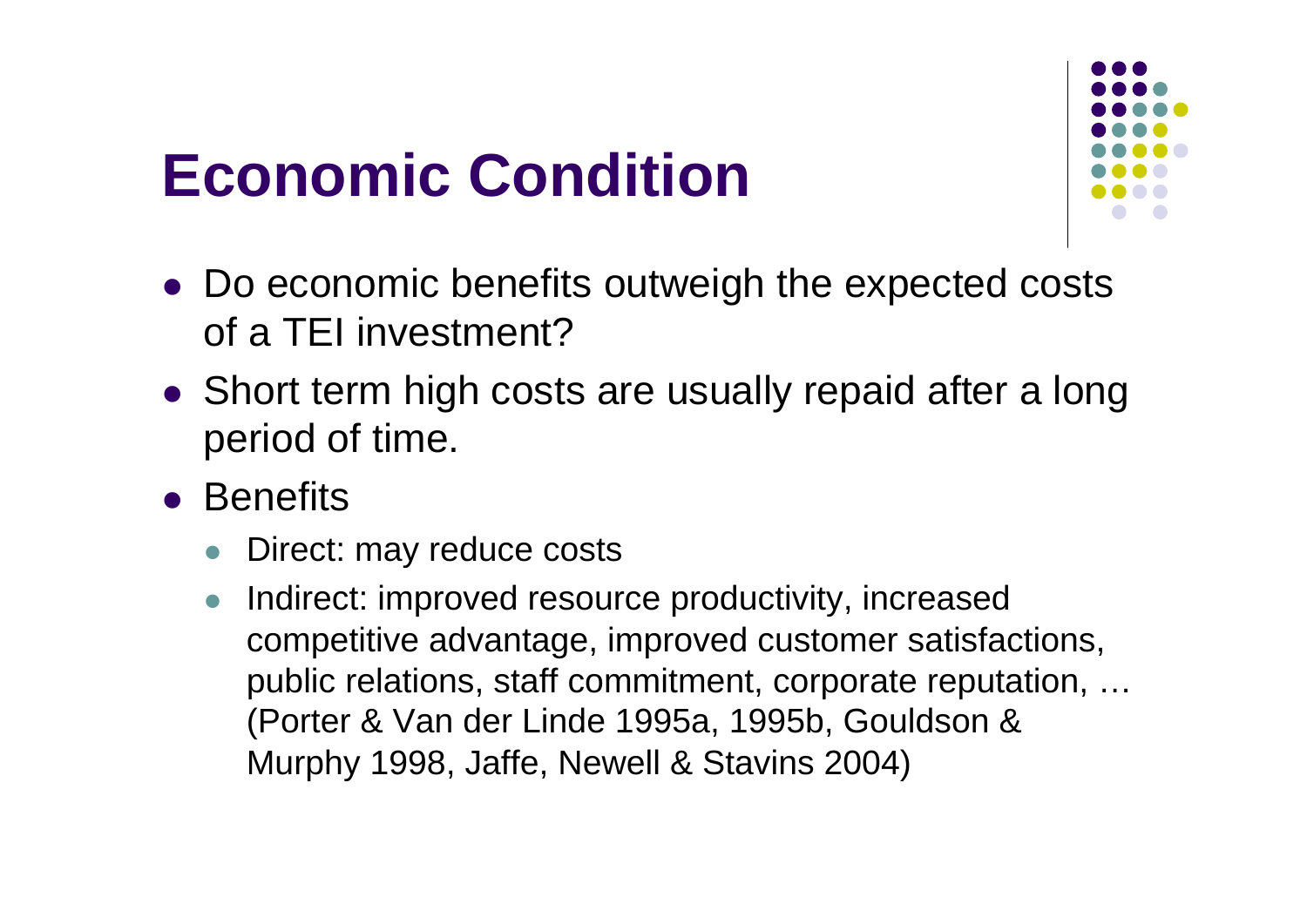# Economic Condition

- Do economic benefits outweigh the expected costs of a TEI investment?
- Short term high costs are usually repaid after a long period of time.
- Benefits
  - Direct: may reduce costs
  - Indirect: improved resource productivity, increased competitive advantage, improved customer satisfactions, public relations, staff commitment, corporate reputation, … (Porter & Van der Linde 1995a, 1995b, Gouldson & Murphy 1998, Jaffe, Newell & Stavins 2004)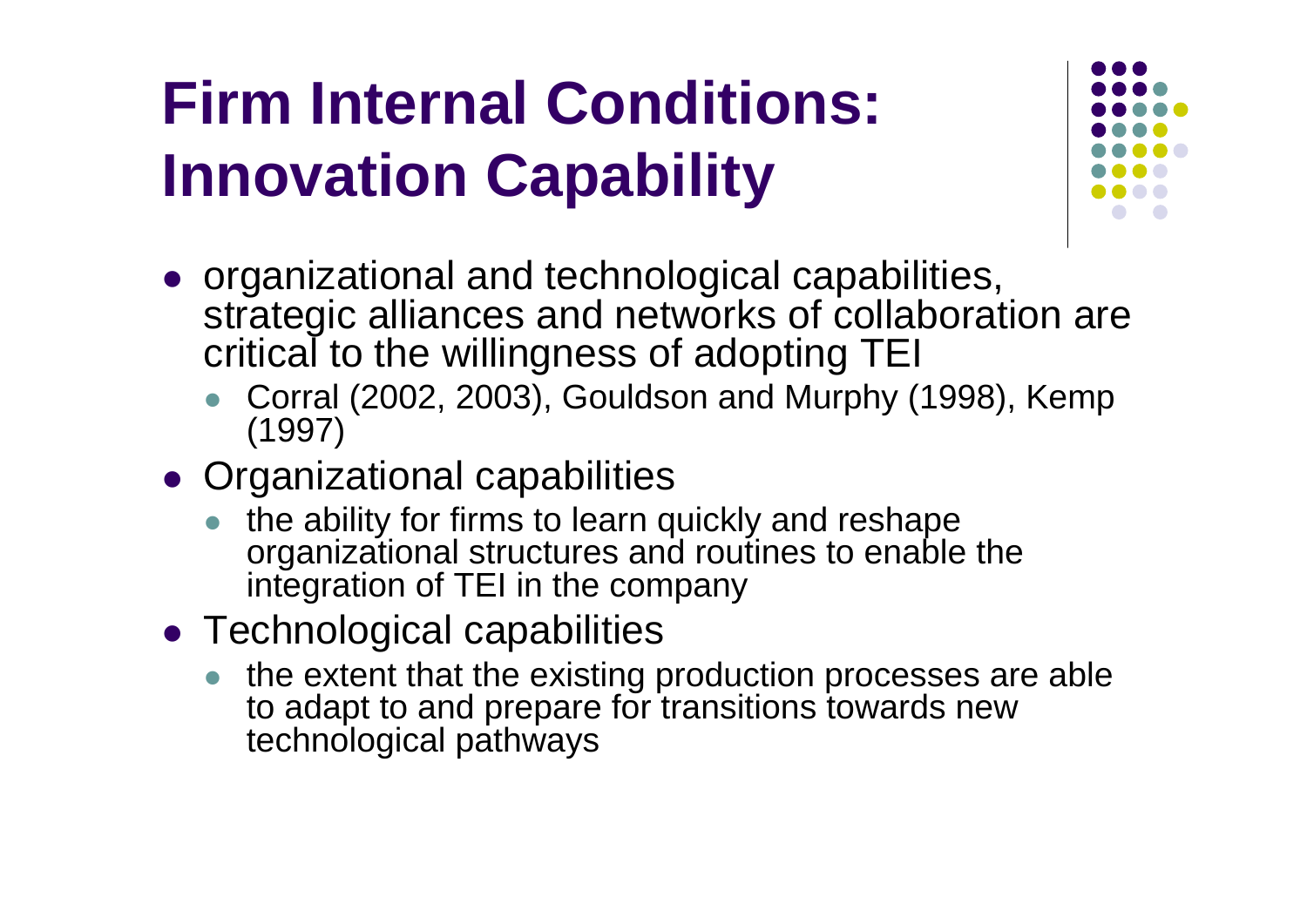# Firm Internal Conditions: Innovation Capability

- organizational and technological capabilities, strategic alliances and networks of collaboration are critical to the willingness of adopting TEI
  - Corral (2002, 2003), Gouldson and Murphy (1998), Kemp (1997)
- Organizational capabilities
  - the ability for firms to learn quickly and reshape organizational structures and routines to enable the integration of TEI in the company
- Technological capabilities
  - the extent that the existing production processes are able to adapt to and prepare for transitions towards new technological pathways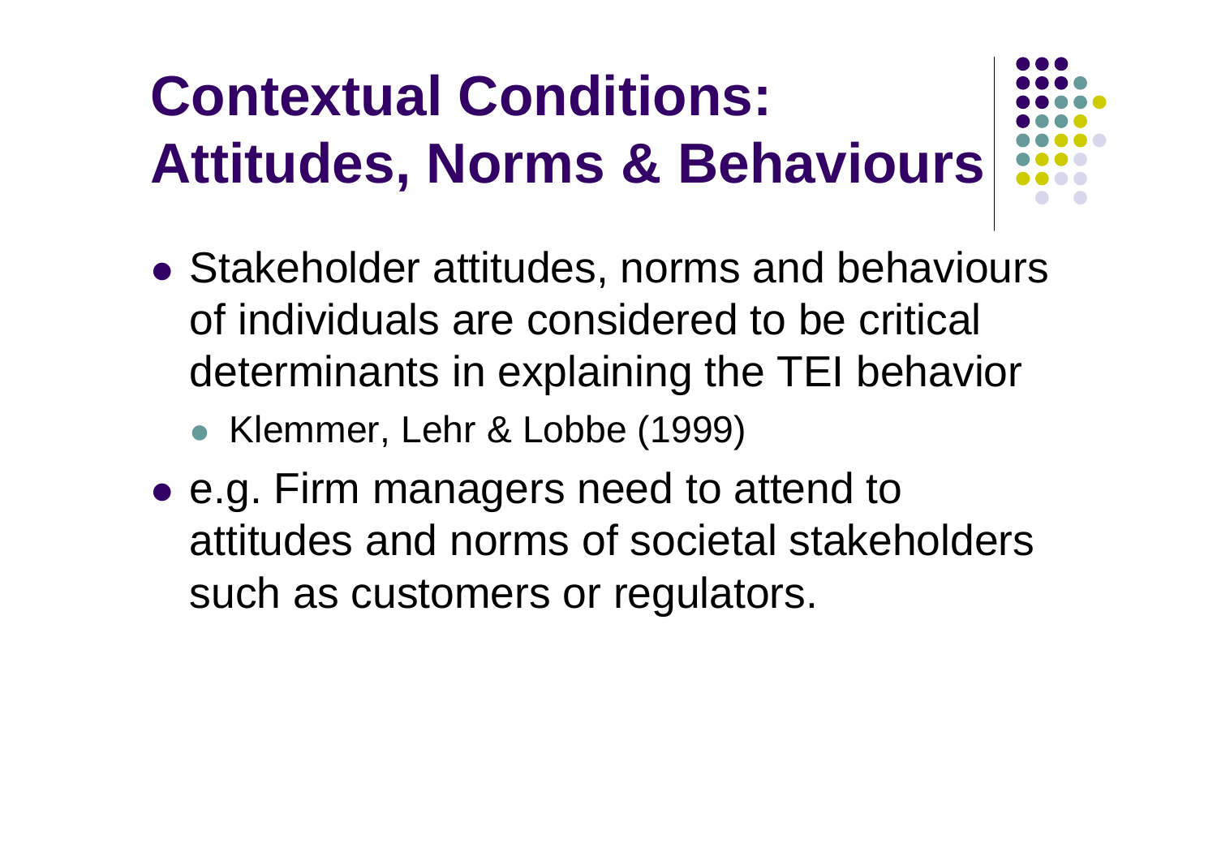# Contextual Conditions: Attitudes, Norms & Behaviours

- Stakeholder attitudes, norms and behaviours of individuals are considered to be critical determinants in explaining the TEI behavior
  - Klemmer, Lehr & Lobbe (1999)
- e.g. Firm managers need to attend to attitudes and norms of societal stakeholders such as customers or regulators.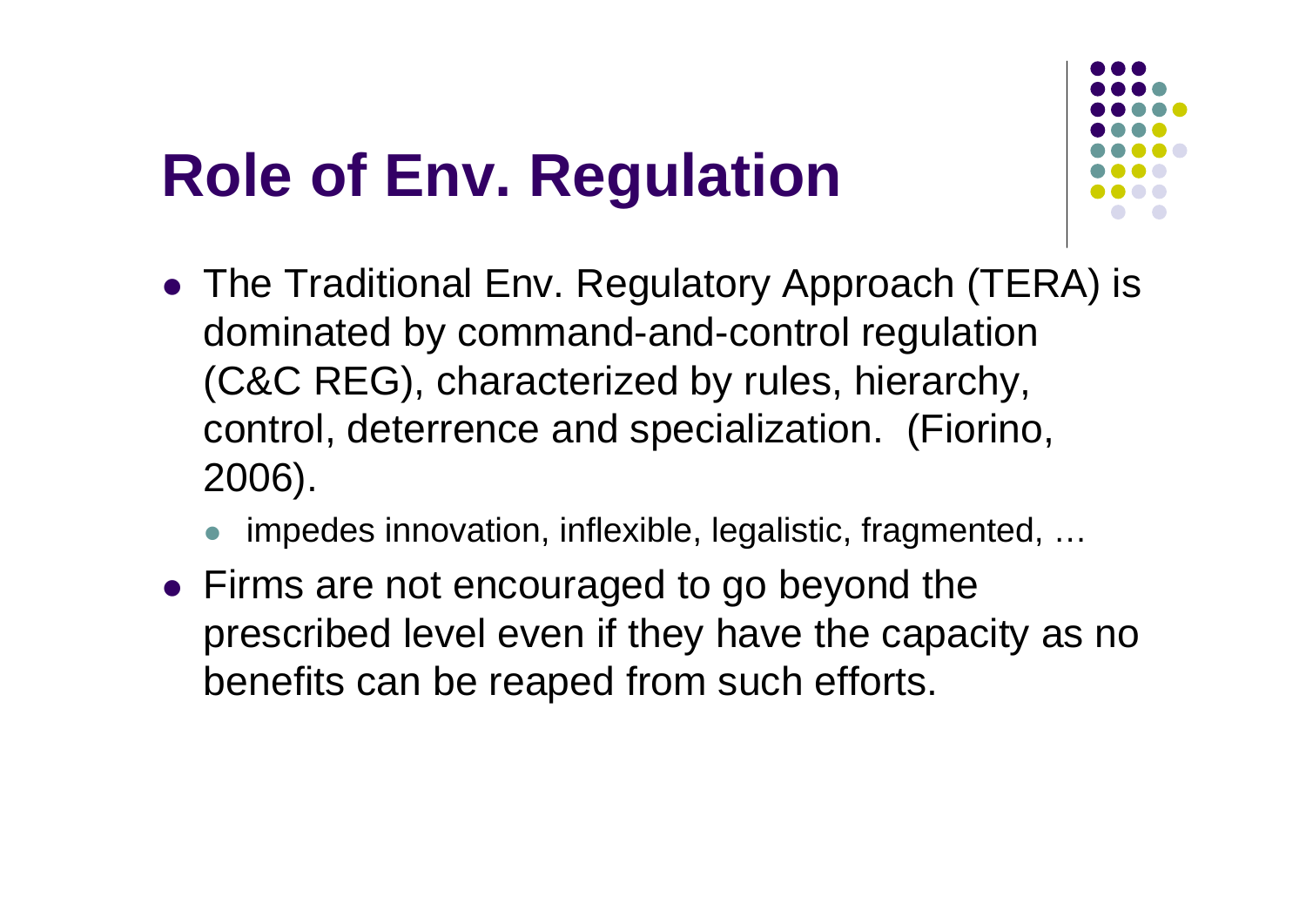# Role of Env. Regulation

- The Traditional Env. Regulatory Approach (TERA) is dominated by command-and-control regulation (C&C REG), characterized by rules, hierarchy, control, deterrence and specialization. (Fiorino, 2006).
  - impedes innovation, inflexible, legalistic, fragmented, …
- Firms are not encouraged to go beyond the prescribed level even if they have the capacity as no benefits can be reaped from such efforts.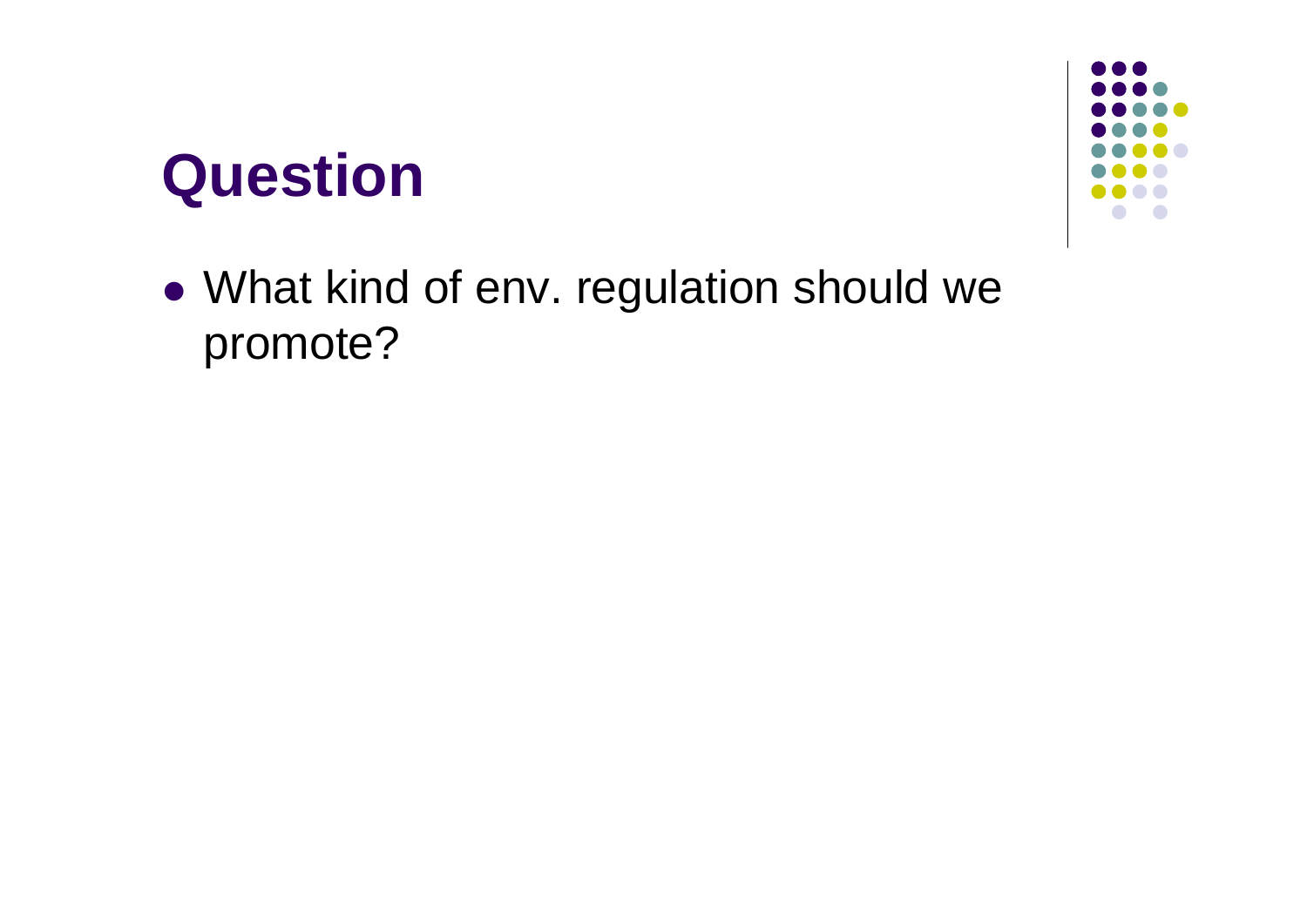# Question

- What kind of env. regulation should we promote?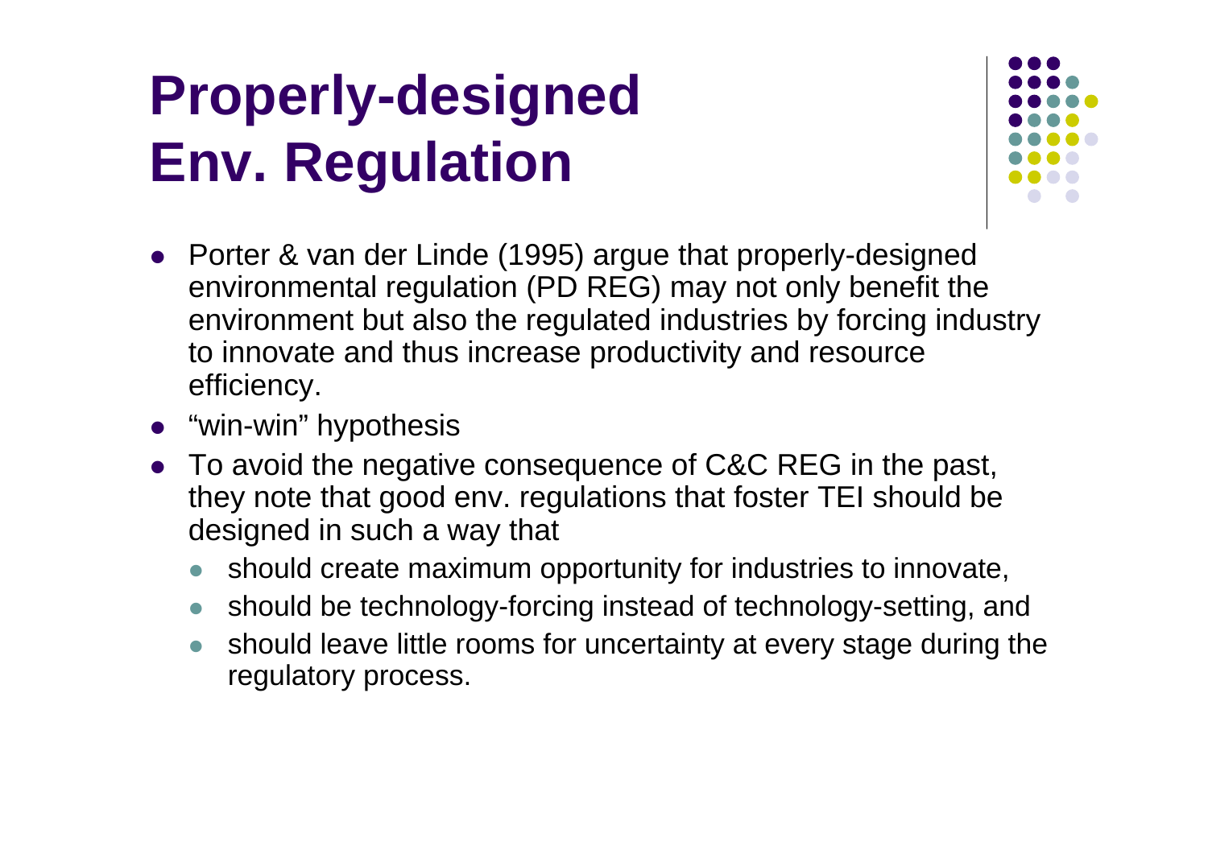# Properly-designed Env. Regulation

- Porter & van der Linde (1995) argue that properly-designed environmental regulation (PD REG) may not only benefit the environment but also the regulated industries by forcing industry to innovate and thus increase productivity and resource efficiency.
- "win-win" hypothesis
- To avoid the negative consequence of C&C REG in the past, they note that good env. regulations that foster TEI should be designed in such a way that
  - should create maximum opportunity for industries to innovate,
  - should be technology-forcing instead of technology-setting, and
  - should leave little rooms for uncertainty at every stage during the regulatory process.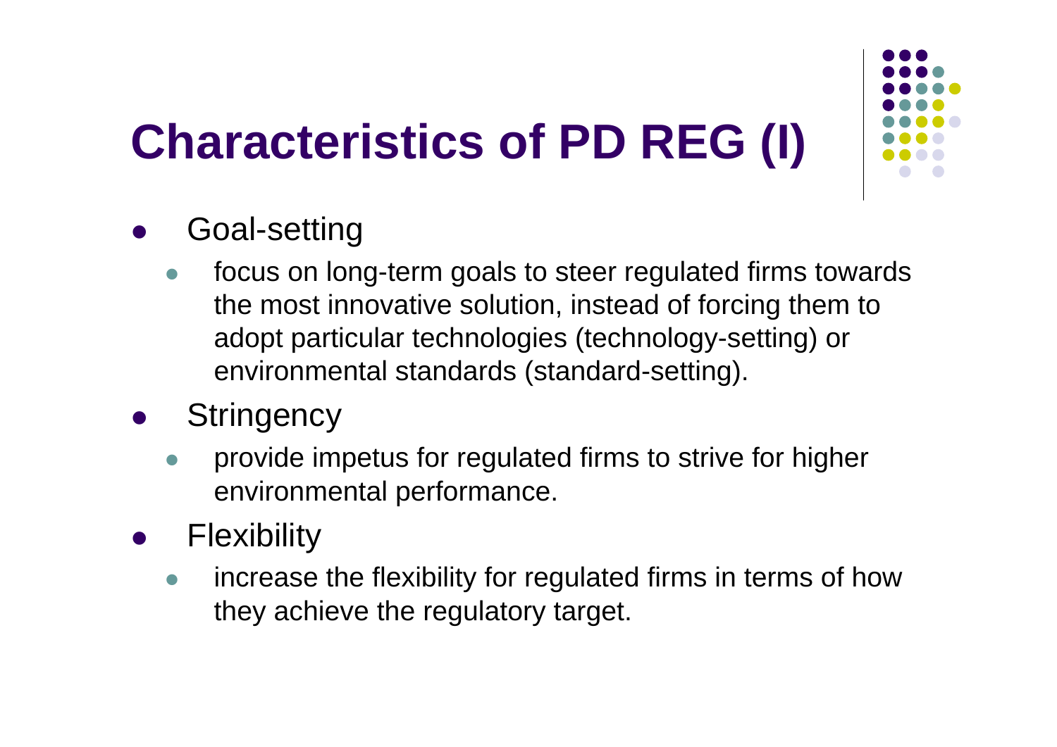# Characteristics of PD REG (I)

- Goal-setting
  - focus on long-term goals to steer regulated firms towards the most innovative solution, instead of forcing them to adopt particular technologies (technology-setting) or environmental standards (standard-setting).
- Stringency
  - provide impetus for regulated firms to strive for higher environmental performance.
- Flexibility
  - increase the flexibility for regulated firms in terms of how they achieve the regulatory target.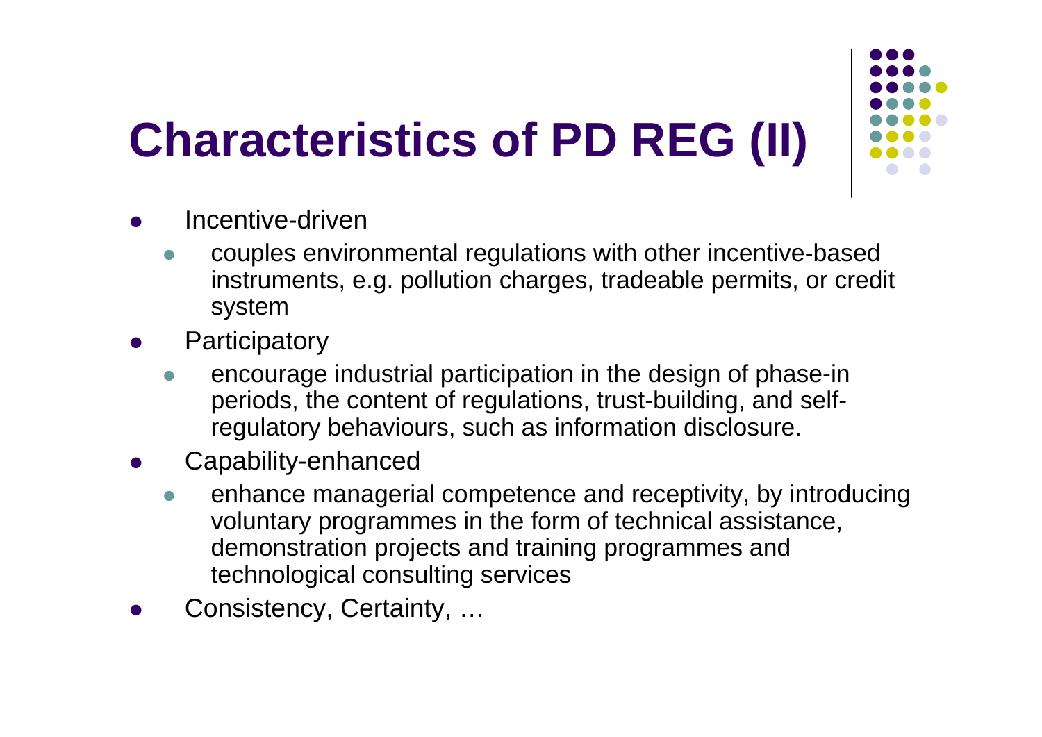# Characteristics of PD REG (II)

- Incentive-driven
  - couples environmental regulations with other incentive-based instruments, e.g. pollution charges, tradeable permits, or credit system
- Participatory
  - encourage industrial participation in the design of phase-in periods, the content of regulations, trust-building, and self-regulatory behaviours, such as information disclosure.
- Capability-enhanced
  - enhance managerial competence and receptivity, by introducing voluntary programmes in the form of technical assistance, demonstration projects and training programmes and technological consulting services
- Consistency, Certainty, …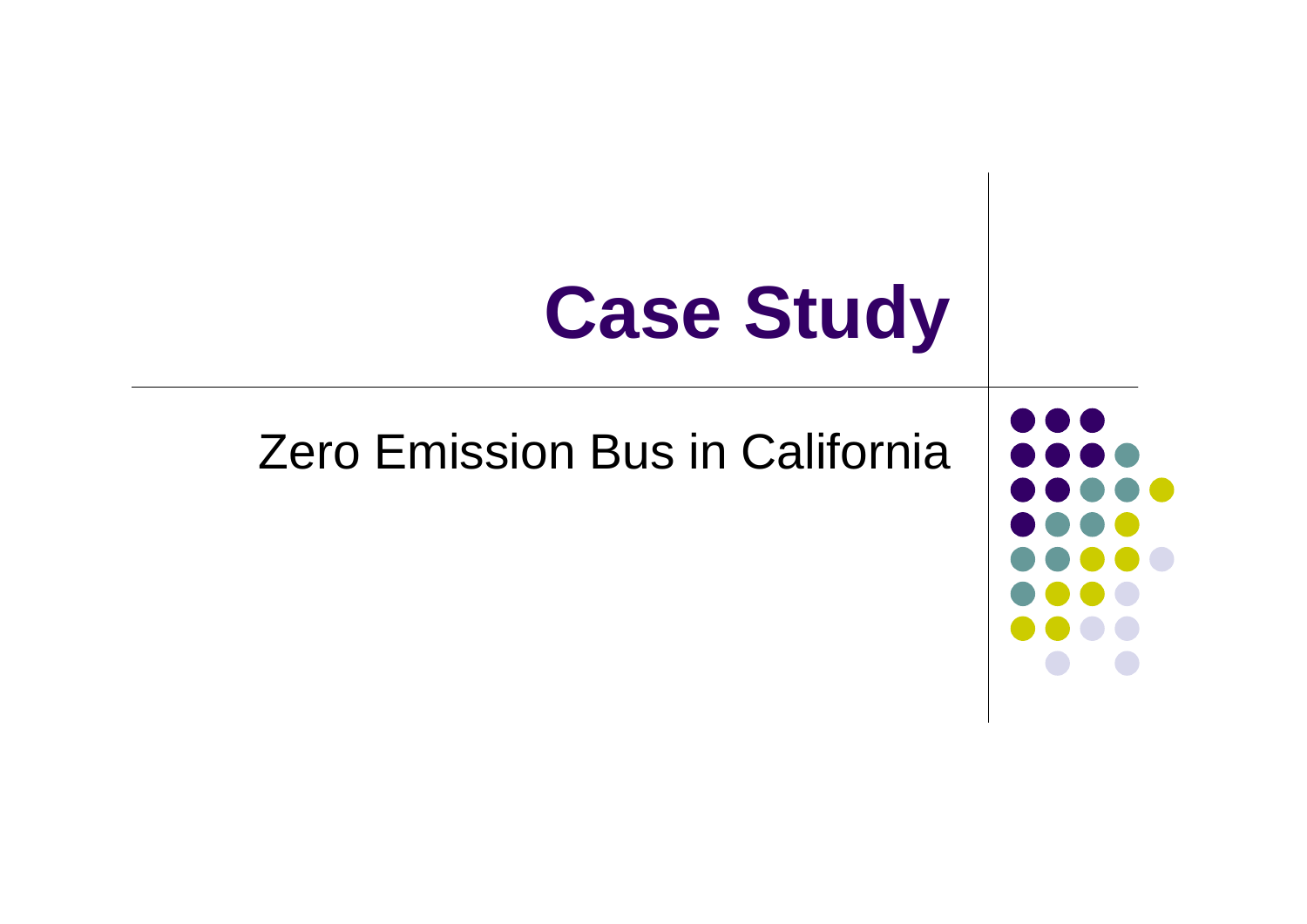# Case Study

Zero Emission Bus in California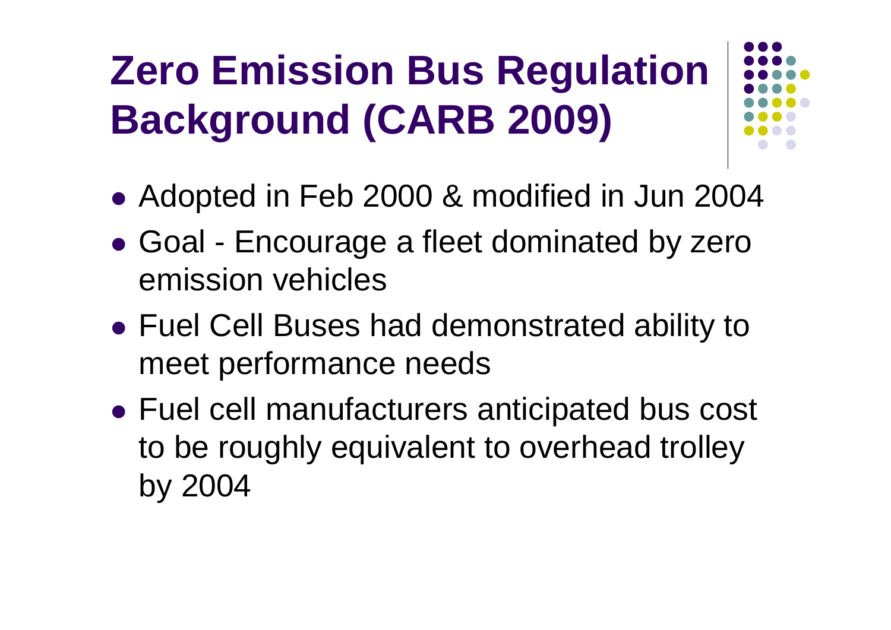# Zero Emission Bus Regulation Background (CARB 2009)

- Adopted in Feb 2000 & modified in Jun 2004
- Goal - Encourage a fleet dominated by zero emission vehicles
- Fuel Cell Buses had demonstrated ability to meet performance needs
- Fuel cell manufacturers anticipated bus cost to be roughly equivalent to overhead trolley by 2004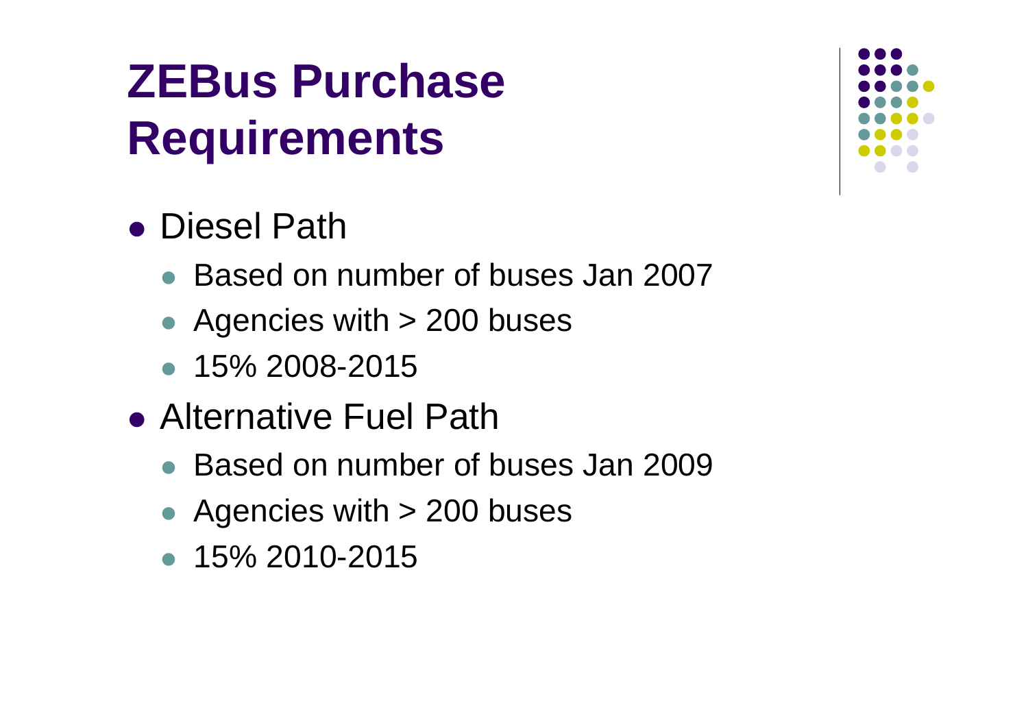# ZEBus Purchase Requirements

- Diesel Path
  - Based on number of buses Jan 2007
  - Agencies with > 200 buses
  - 15% 2008-2015
- Alternative Fuel Path
  - Based on number of buses Jan 2009
  - Agencies with > 200 buses
  - 15% 2010-2015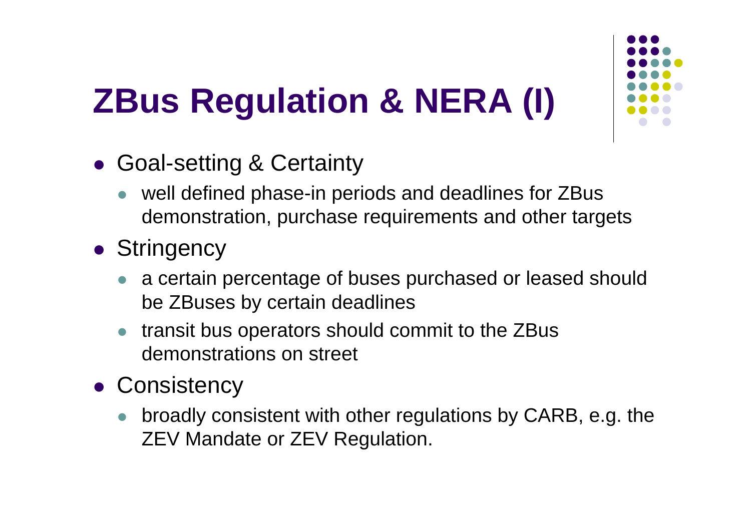# ZBus Regulation & NERA (I)

- Goal-setting & Certainty
  - well defined phase-in periods and deadlines for ZBus demonstration, purchase requirements and other targets
- Stringency
  - a certain percentage of buses purchased or leased should be ZBuses by certain deadlines
  - transit bus operators should commit to the ZBus demonstrations on street
- Consistency
  - broadly consistent with other regulations by CARB, e.g. the ZEV Mandate or ZEV Regulation.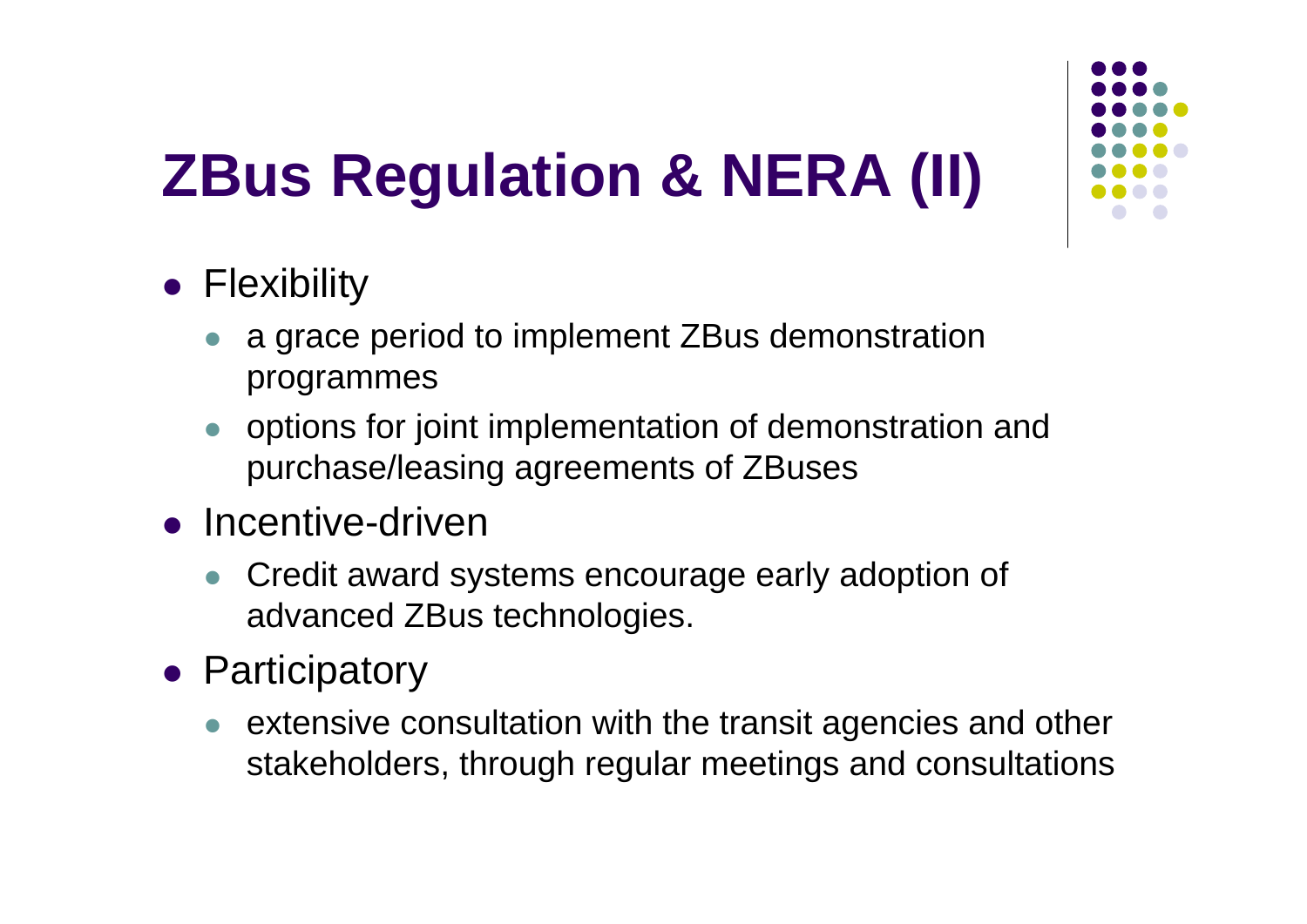# ZBus Regulation & NERA (II)

- Flexibility
  - a grace period to implement ZBus demonstration programmes
  - options for joint implementation of demonstration and purchase/leasing agreements of ZBuses
- Incentive-driven
  - Credit award systems encourage early adoption of advanced ZBus technologies.
- Participatory
  - extensive consultation with the transit agencies and other stakeholders, through regular meetings and consultations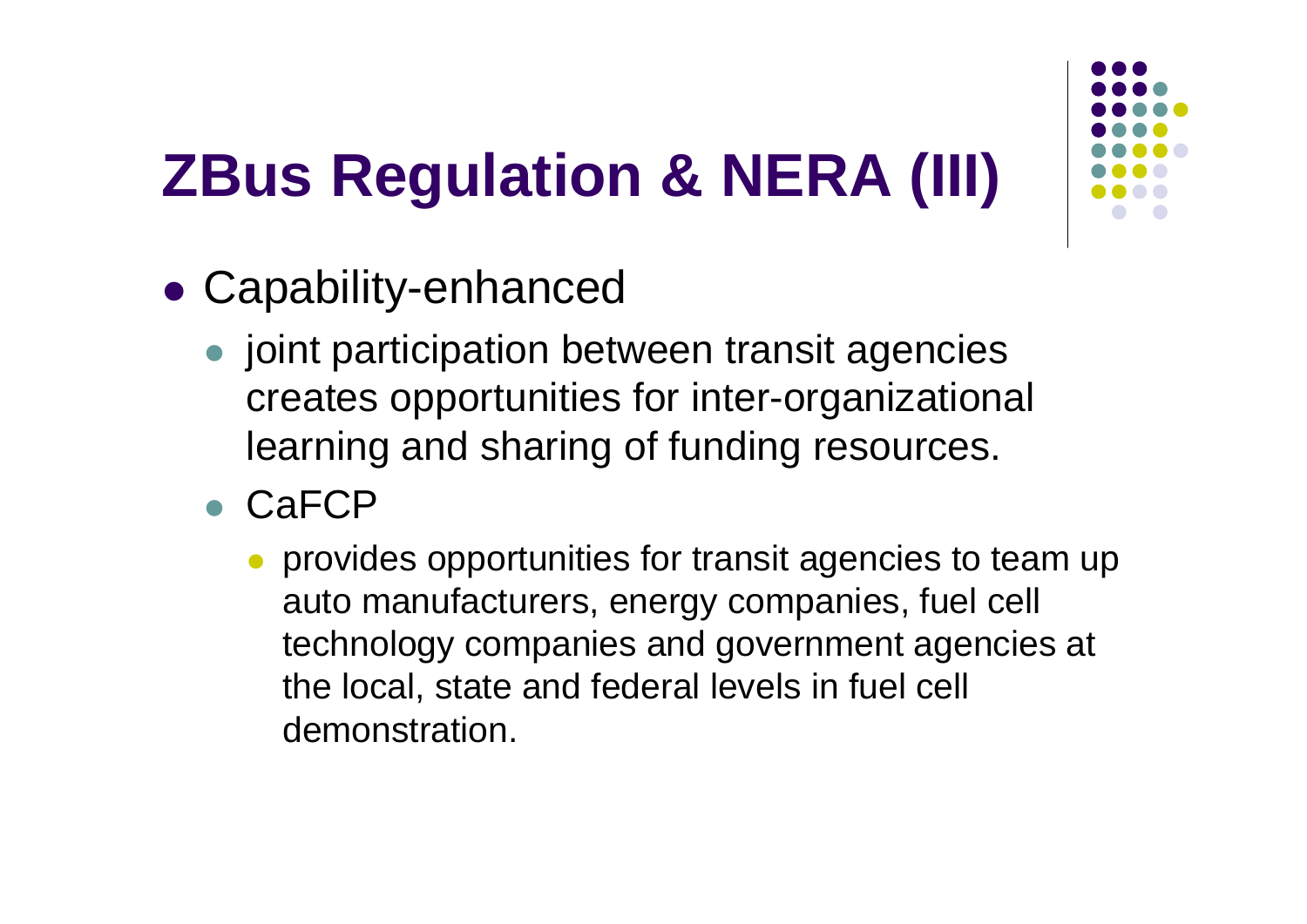# ZBus Regulation & NERA (III)

- Capability-enhanced
  - joint participation between transit agencies creates opportunities for inter-organizational learning and sharing of funding resources.
  - CaFCP
    - provides opportunities for transit agencies to team up auto manufacturers, energy companies, fuel cell technology companies and government agencies at the local, state and federal levels in fuel cell demonstration.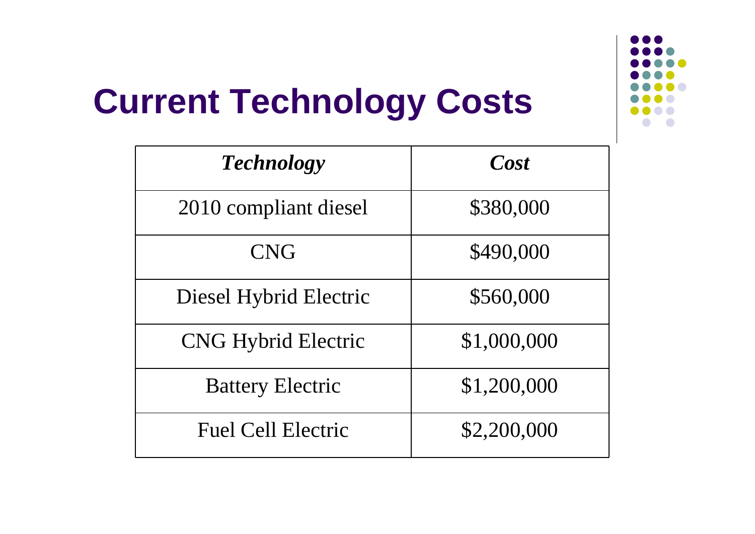# Current Technology Costs

| *Technology* | *Cost* |
|---|---|
| 2010 compliant diesel | $380,000 |
| CNG | $490,000 |
| Diesel Hybrid Electric | $560,000 |
| CNG Hybrid Electric | $1,000,000 |
| Battery Electric | $1,200,000 |
| Fuel Cell Electric | $2,200,000 |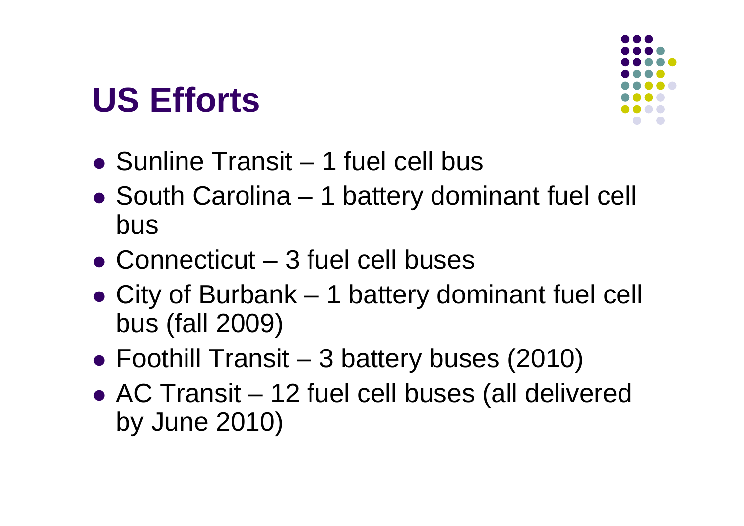# US Efforts

- Sunline Transit – 1 fuel cell bus
- South Carolina – 1 battery dominant fuel cell bus
- Connecticut – 3 fuel cell buses
- City of Burbank – 1 battery dominant fuel cell bus (fall 2009)
- Foothill Transit – 3 battery buses (2010)
- AC Transit – 12 fuel cell buses (all delivered by June 2010)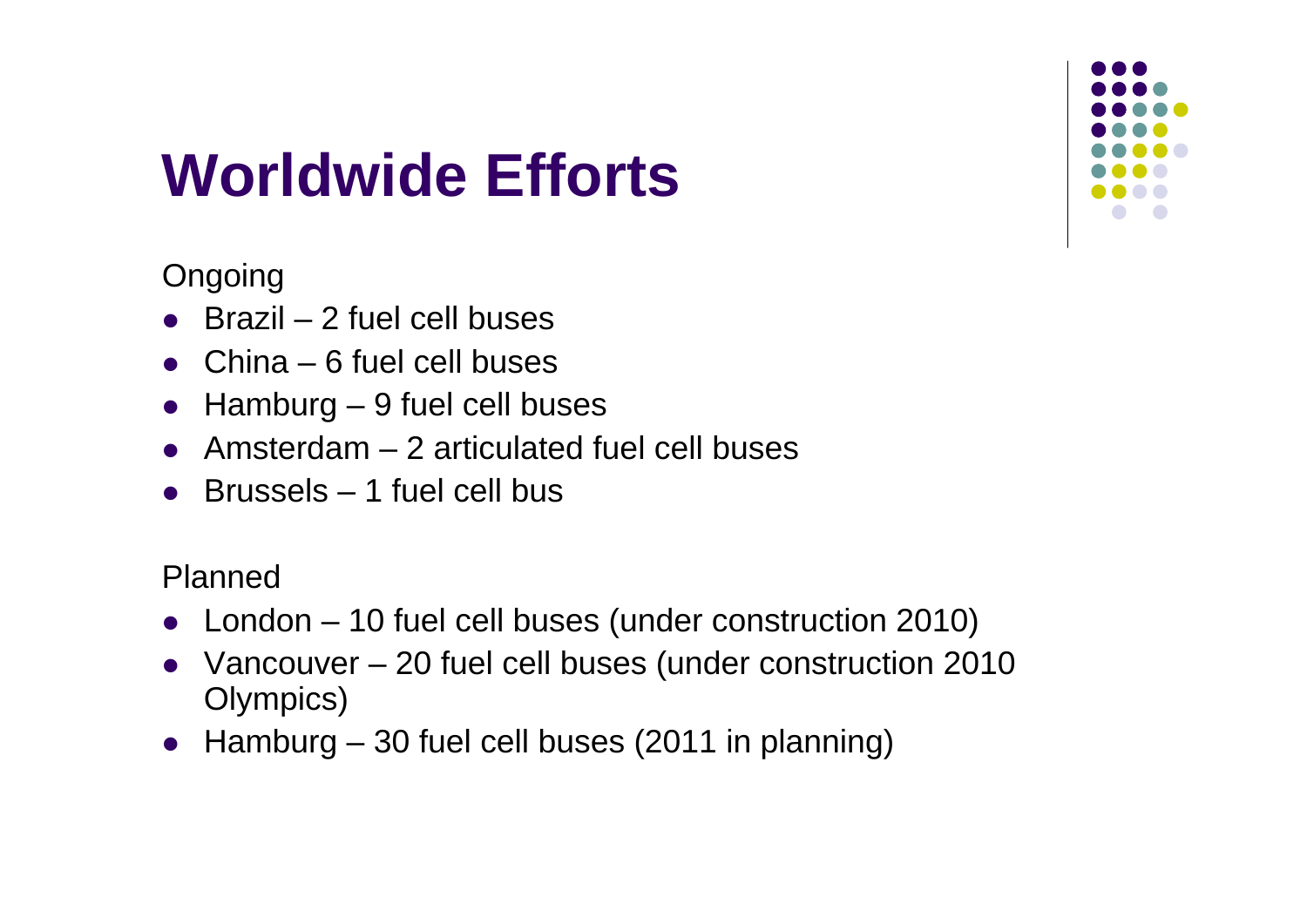# Worldwide Efforts

Ongoing

- Brazil – 2 fuel cell buses
- China – 6 fuel cell buses
- Hamburg – 9 fuel cell buses
- Amsterdam – 2 articulated fuel cell buses
- Brussels – 1 fuel cell bus

Planned

- London – 10 fuel cell buses (under construction 2010)
- Vancouver – 20 fuel cell buses (under construction 2010 Olympics)
- Hamburg – 30 fuel cell buses (2011 in planning)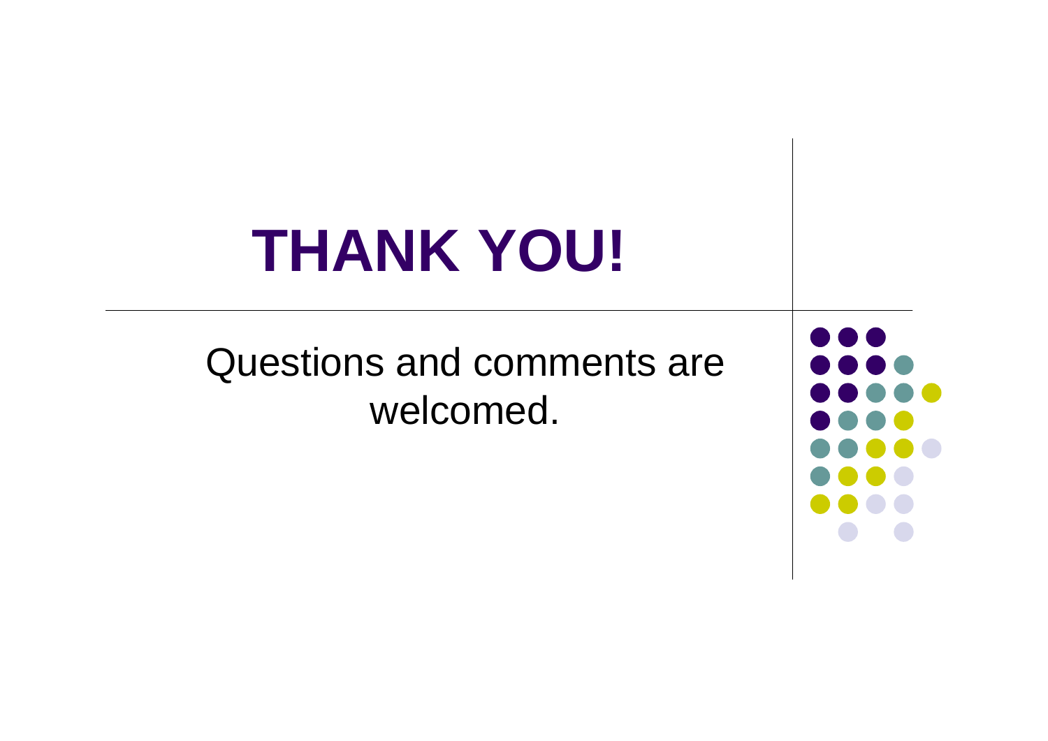# THANK YOU!

Questions and comments are welcomed.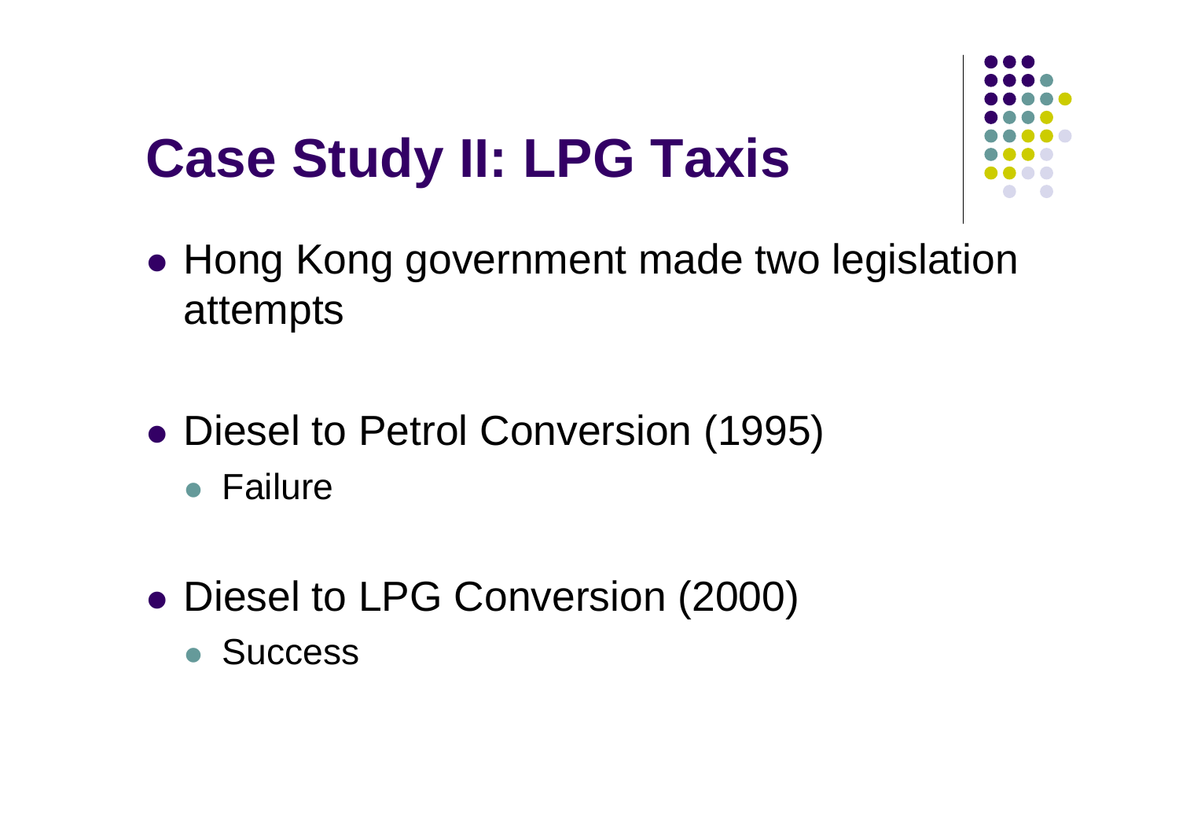# Case Study II: LPG Taxis

- Hong Kong government made two legislation attempts
- Diesel to Petrol Conversion (1995)
  - Failure
- Diesel to LPG Conversion (2000)
  - Success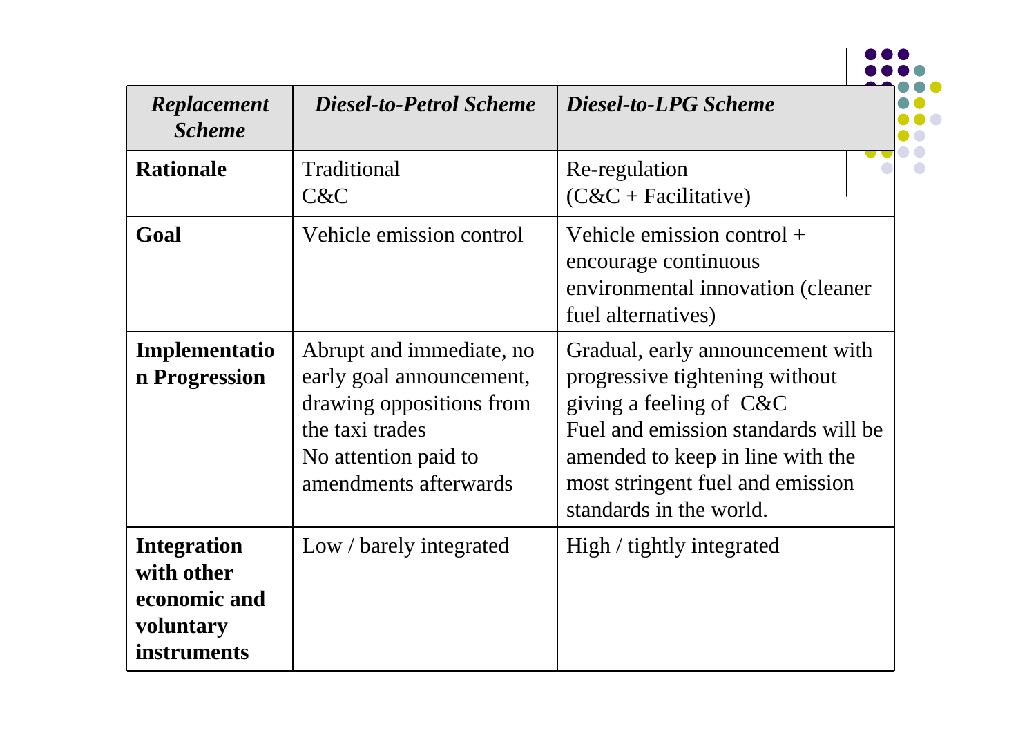| *Replacement Scheme* | *Diesel-to-Petrol Scheme* | *Diesel-to-LPG Scheme* |
| --- | --- | --- |
| **Rationale** | Traditional C&C | Re-regulation (C&C + Facilitative) |
| **Goal** | Vehicle emission control | Vehicle emission control + encourage continuous environmental innovation (cleaner fuel alternatives) |
| **Implementation Progression** | Abrupt and immediate, no early goal announcement, drawing oppositions from the taxi trades<br>No attention paid to amendments afterwards | Gradual, early announcement with progressive tightening without giving a feeling of C&C<br>Fuel and emission standards will be amended to keep in line with the most stringent fuel and emission standards in the world. |
| **Integration with other economic and voluntary instruments** | Low / barely integrated | High / tightly integrated |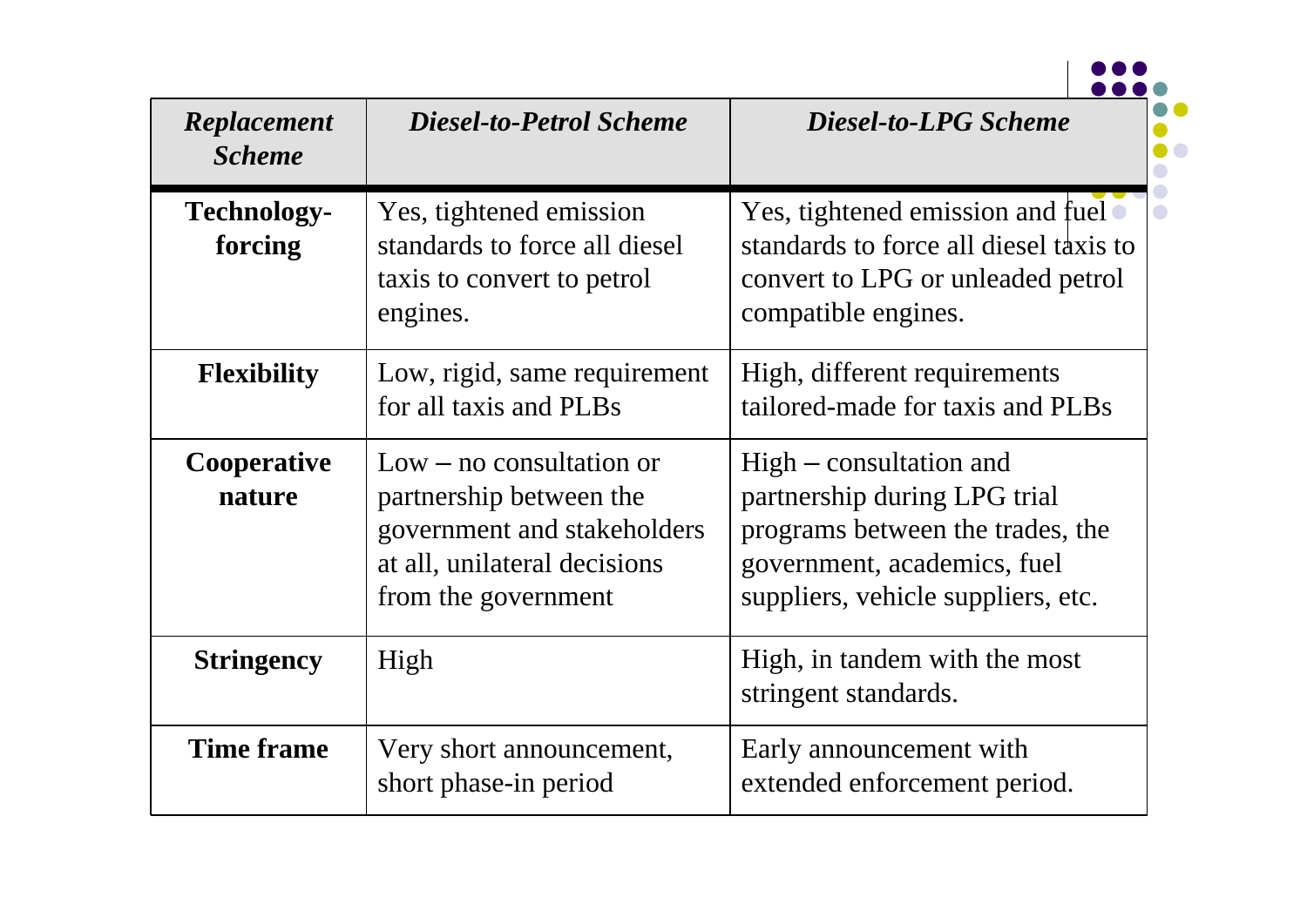| *Replacement Scheme* | *Diesel-to-Petrol Scheme* | *Diesel-to-LPG Scheme* |
|---|---|---|
| **Technology-forcing** | Yes, tightened emission standards to force all diesel taxis to convert to petrol engines. | Yes, tightened emission and fuel standards to force all diesel taxis to convert to LPG or unleaded petrol compatible engines. |
| **Flexibility** | Low, rigid, same requirement for all taxis and PLBs | High, different requirements tailored-made for taxis and PLBs |
| **Cooperative nature** | Low – no consultation or partnership between the government and stakeholders at all, unilateral decisions from the government | High – consultation and partnership during LPG trial programs between the trades, the government, academics, fuel suppliers, vehicle suppliers, etc. |
| **Stringency** | High | High, in tandem with the most stringent standards. |
| **Time frame** | Very short announcement, short phase-in period | Early announcement with extended enforcement period. |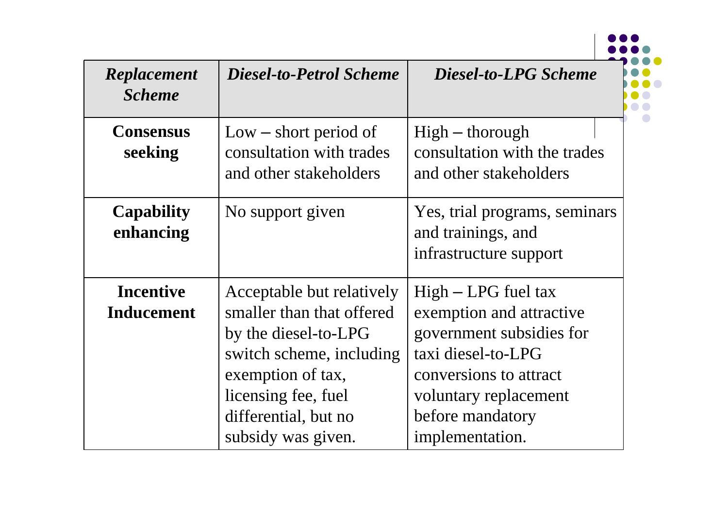| *Replacement Scheme* | *Diesel-to-Petrol Scheme* | *Diesel-to-LPG Scheme* |
|---|---|---|
| **Consensus seeking** | Low – short period of consultation with trades and other stakeholders | High – thorough consultation with the trades and other stakeholders |
| **Capability enhancing** | No support given | Yes, trial programs, seminars and trainings, and infrastructure support |
| **Incentive Inducement** | Acceptable but relatively smaller than that offered by the diesel-to-LPG switch scheme, including exemption of tax, licensing fee, fuel differential, but no subsidy was given. | High – LPG fuel tax exemption and attractive government subsidies for taxi diesel-to-LPG conversions to attract voluntary replacement before mandatory implementation. |